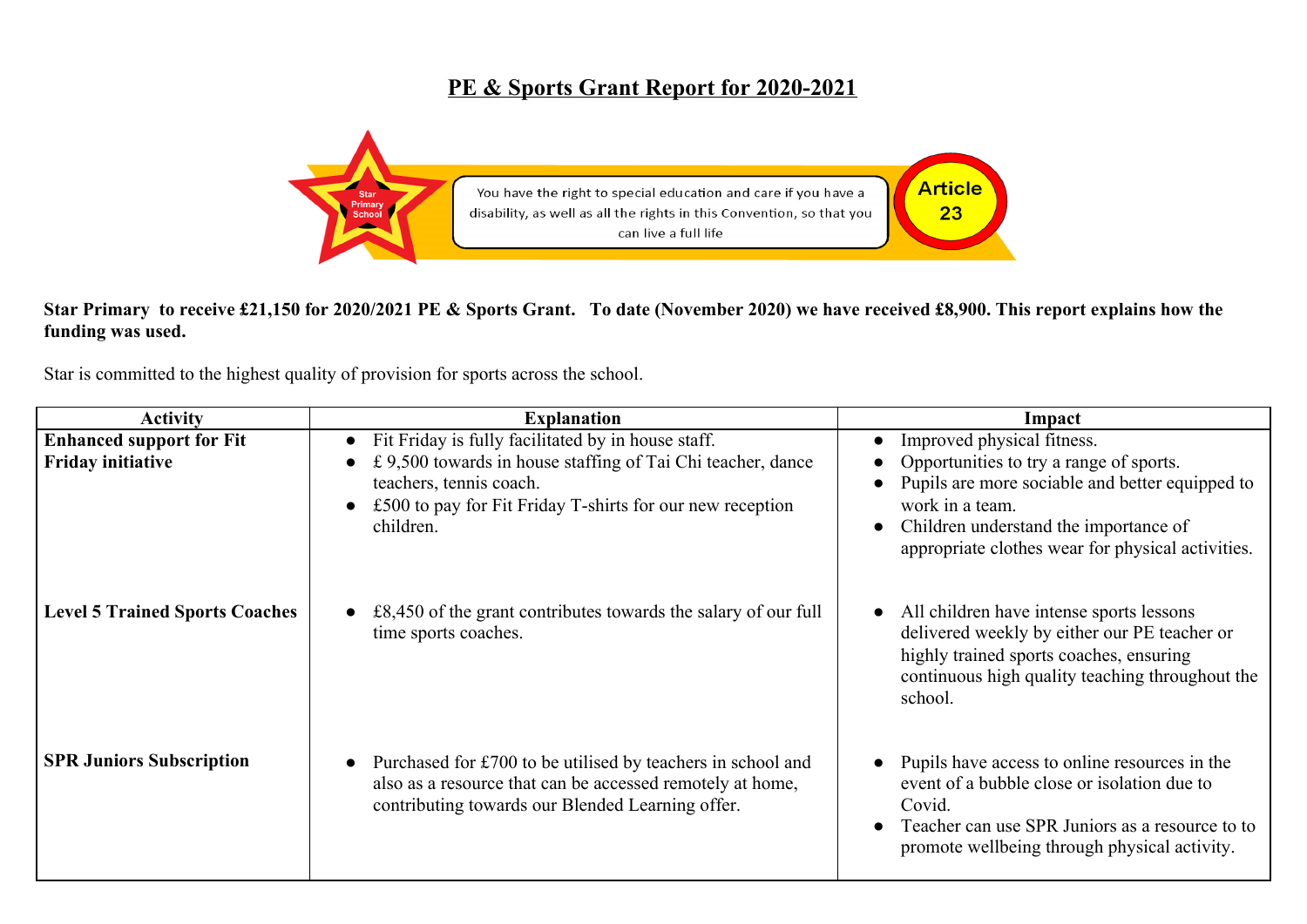# PE & Sports Grant Report for 2020-2021

Star Primary School

You have the right to special education and care if you have a disability, as well as all the rights in this Convention, so that you can live a full life

Article 23

**Star Primary to receive £21,150 for 2020/2021 PE & Sports Grant. To date (November 2020) we have received £8,900. This report explains how the funding was used.**

Star is committed to the highest quality of provision for sports across the school.

| Activity | Explanation | Impact |
|---|---|---|
| **Enhanced support for Fit Friday initiative** | • Fit Friday is fully facilitated by in house staff.<br>• £ 9,500 towards in house staffing of Tai Chi teacher, dance teachers, tennis coach.<br>• £500 to pay for Fit Friday T-shirts for our new reception children. | • Improved physical fitness.<br>• Opportunities to try a range of sports.<br>• Pupils are more sociable and better equipped to work in a team.<br>• Children understand the importance of appropriate clothes wear for physical activities. |
| **Level 5 Trained Sports Coaches** | • £8,450 of the grant contributes towards the salary of our full time sports coaches. | • All children have intense sports lessons delivered weekly by either our PE teacher or highly trained sports coaches, ensuring continuous high quality teaching throughout the school. |
| **SPR Juniors Subscription** | • Purchased for £700 to be utilised by teachers in school and also as a resource that can be accessed remotely at home, contributing towards our Blended Learning offer. | • Pupils have access to online resources in the event of a bubble close or isolation due to Covid.<br>• Teacher can use SPR Juniors as a resource to to promote wellbeing through physical activity. |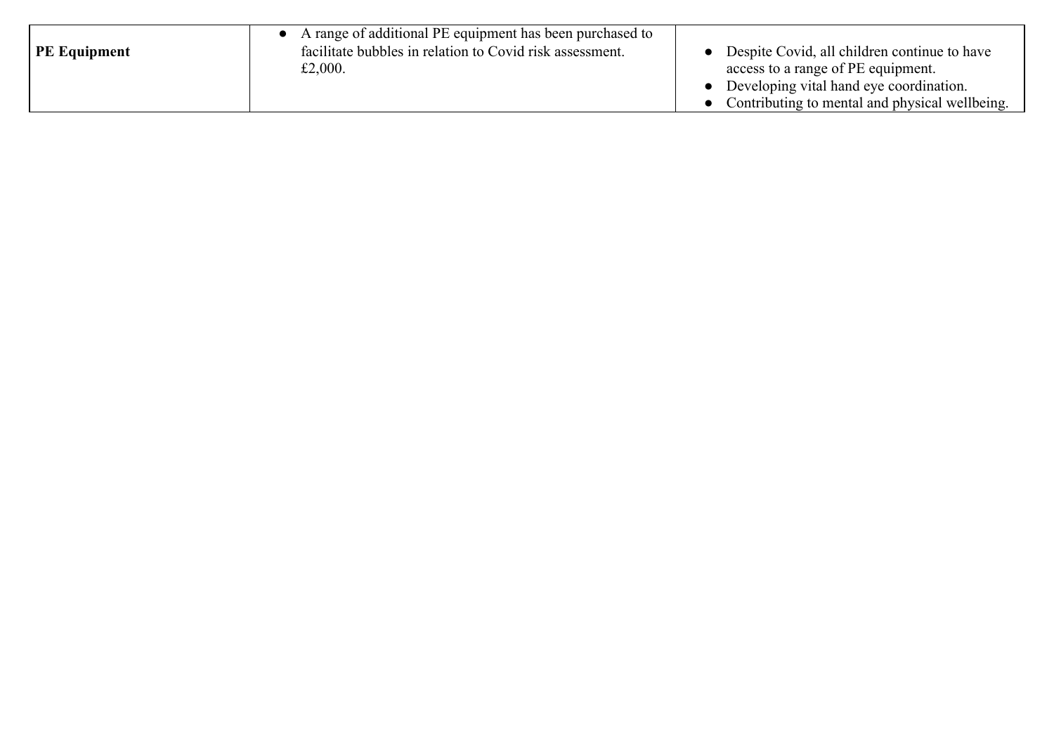| | | |
|---|---|---|
| **PE Equipment** | • A range of additional PE equipment has been purchased to facilitate bubbles in relation to Covid risk assessment. £2,000. | • Despite Covid, all children continue to have access to a range of PE equipment.<br>• Developing vital hand eye coordination.<br>• Contributing to mental and physical wellbeing. |